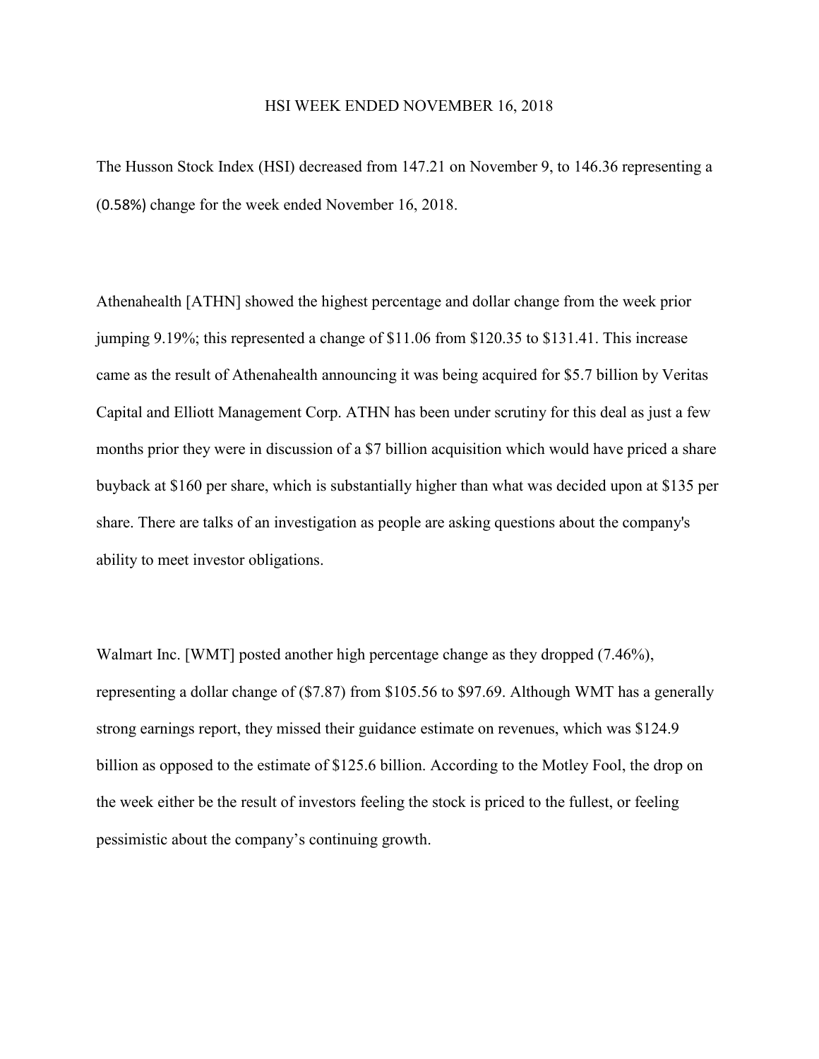# HSI WEEK ENDED NOVEMBER 16, 2018

The Husson Stock Index (HSI) decreased from 147.21 on November 9, to 146.36 representing a (0.58%) change for the week ended November 16, 2018.

Athenahealth [ATHN] showed the highest percentage and dollar change from the week prior jumping 9.19%; this represented a change of $11.06 from $120.35 to $131.41. This increase came as the result of Athenahealth announcing it was being acquired for $5.7 billion by Veritas Capital and Elliott Management Corp. ATHN has been under scrutiny for this deal as just a few months prior they were in discussion of a $7 billion acquisition which would have priced a share buyback at $160 per share, which is substantially higher than what was decided upon at $135 per share. There are talks of an investigation as people are asking questions about the company's ability to meet investor obligations.

Walmart Inc. [WMT] posted another high percentage change as they dropped (7.46%), representing a dollar change of ($7.87) from $105.56 to $97.69. Although WMT has a generally strong earnings report, they missed their guidance estimate on revenues, which was $124.9 billion as opposed to the estimate of $125.6 billion. According to the Motley Fool, the drop on the week either be the result of investors feeling the stock is priced to the fullest, or feeling pessimistic about the company's continuing growth.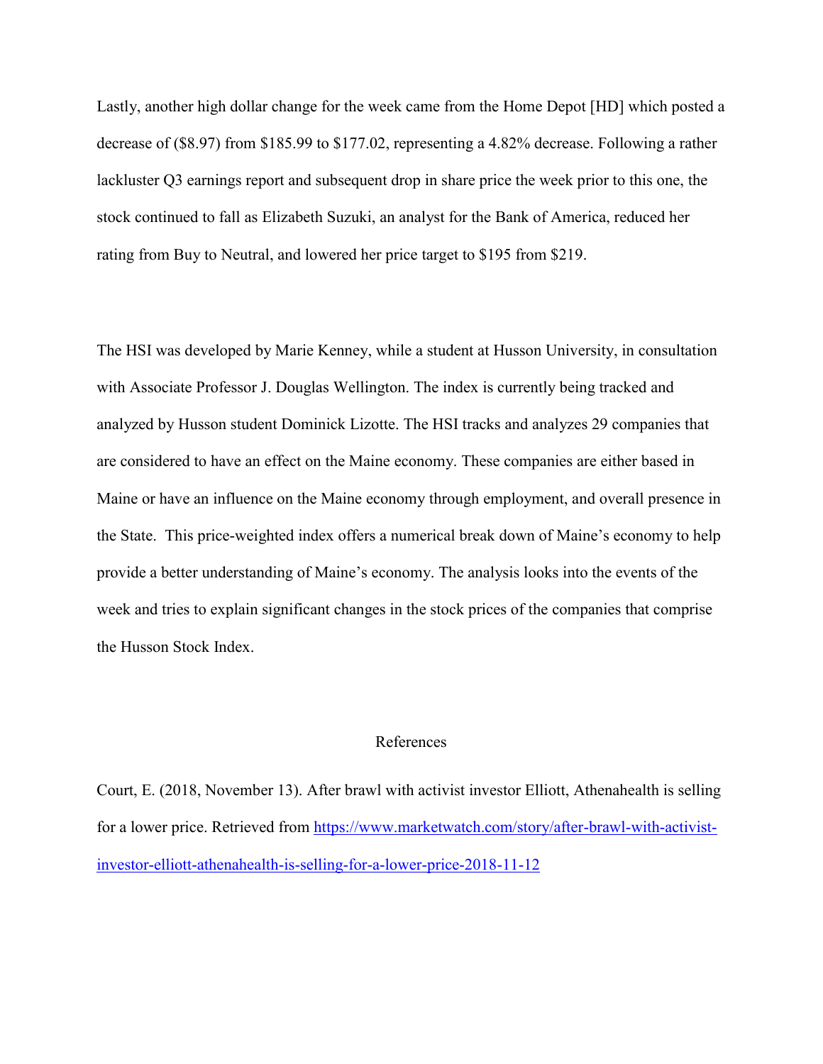Lastly, another high dollar change for the week came from the Home Depot [HD] which posted a decrease of ($8.97) from $185.99 to $177.02, representing a 4.82% decrease. Following a rather lackluster Q3 earnings report and subsequent drop in share price the week prior to this one, the stock continued to fall as Elizabeth Suzuki, an analyst for the Bank of America, reduced her rating from Buy to Neutral, and lowered her price target to $195 from $219.

The HSI was developed by Marie Kenney, while a student at Husson University, in consultation with Associate Professor J. Douglas Wellington. The index is currently being tracked and analyzed by Husson student Dominick Lizotte. The HSI tracks and analyzes 29 companies that are considered to have an effect on the Maine economy. These companies are either based in Maine or have an influence on the Maine economy through employment, and overall presence in the State. This price-weighted index offers a numerical break down of Maine's economy to help provide a better understanding of Maine's economy. The analysis looks into the events of the week and tries to explain significant changes in the stock prices of the companies that comprise the Husson Stock Index.

## References

Court, E. (2018, November 13). After brawl with activist investor Elliott, Athenahealth is selling for a lower price. Retrieved from [https://www.marketwatch.com/story/after-brawl-with-activist-investor-elliott-athenahealth-is-selling-for-a-lower-price-2018-11-12](https://www.marketwatch.com/story/after-brawl-with-activist-investor-elliott-athenahealth-is-selling-for-a-lower-price-2018-11-12)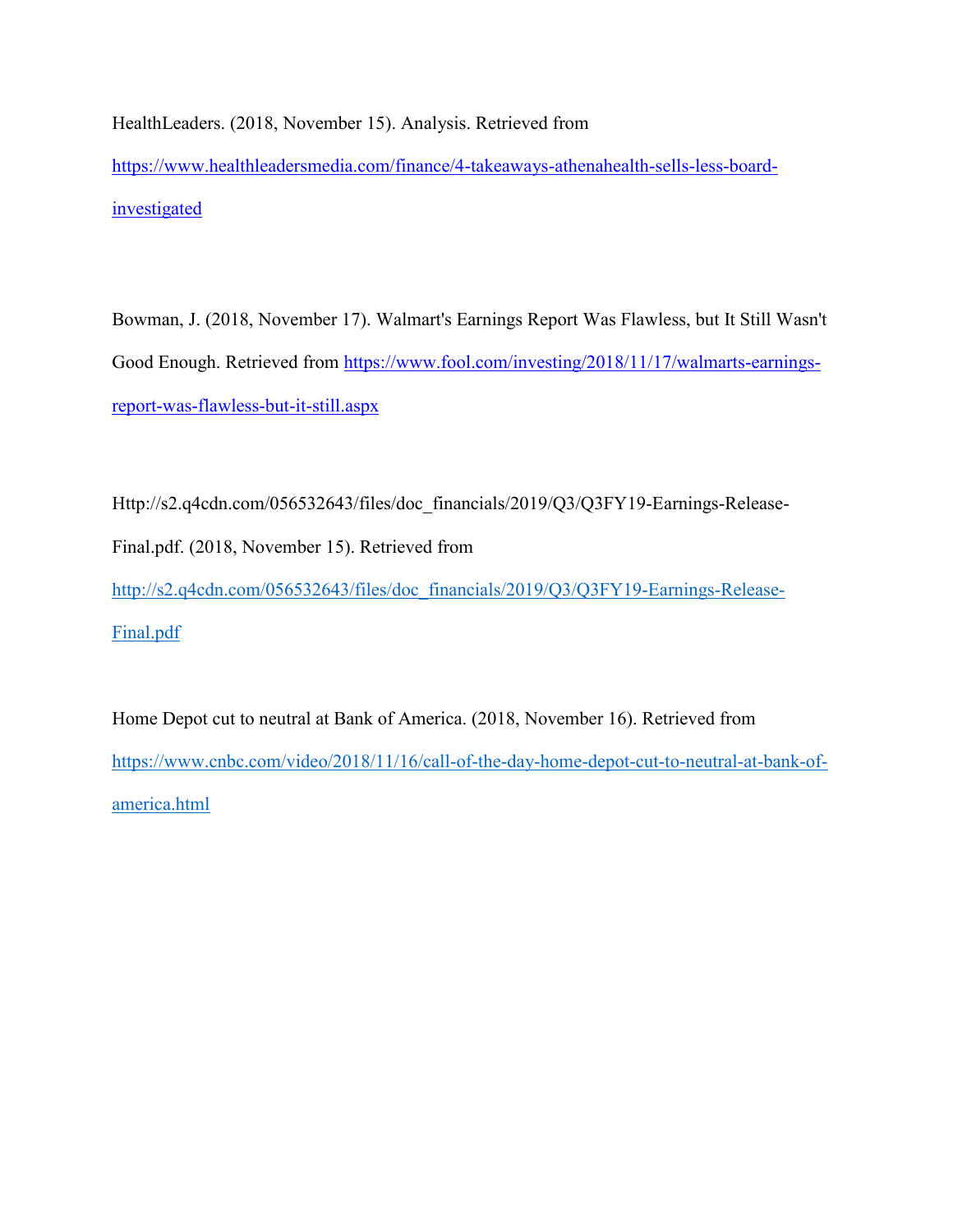HealthLeaders. (2018, November 15). Analysis. Retrieved from https://www.healthleadersmedia.com/finance/4-takeaways-athenahealth-sells-less-board-investigated

Bowman, J. (2018, November 17). Walmart's Earnings Report Was Flawless, but It Still Wasn't Good Enough. Retrieved from https://www.fool.com/investing/2018/11/17/walmarts-earnings-report-was-flawless-but-it-still.aspx

Http://s2.q4cdn.com/056532643/files/doc_financials/2019/Q3/Q3FY19-Earnings-Release-Final.pdf. (2018, November 15). Retrieved from http://s2.q4cdn.com/056532643/files/doc_financials/2019/Q3/Q3FY19-Earnings-Release-Final.pdf

Home Depot cut to neutral at Bank of America. (2018, November 16). Retrieved from https://www.cnbc.com/video/2018/11/16/call-of-the-day-home-depot-cut-to-neutral-at-bank-of-america.html